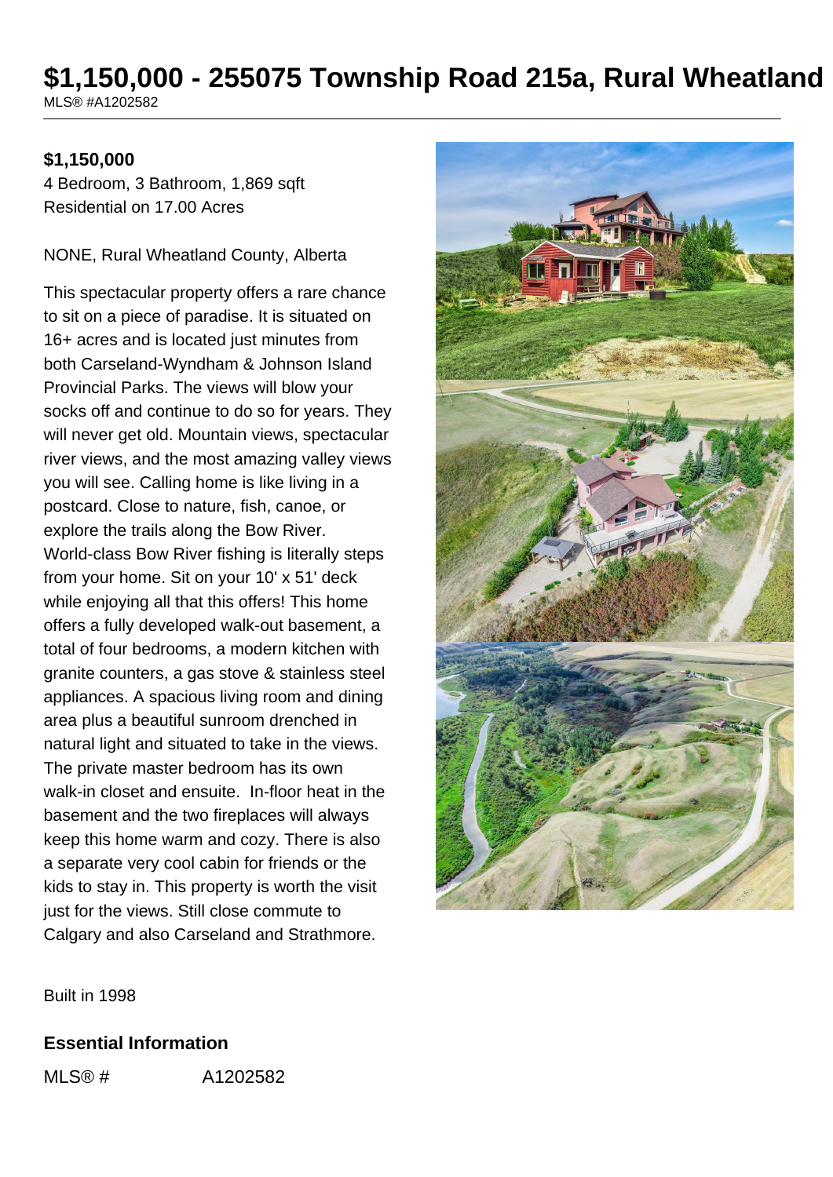# $1,150,000 - 255075 Township Road 215a, Rural Wheatland

MLS® #A1202582

**$1,150,000**

4 Bedroom, 3 Bathroom, 1,869 sqft

Residential on 17.00 Acres

NONE, Rural Wheatland County, Alberta

This spectacular property offers a rare chance to sit on a piece of paradise. It is situated on 16+ acres and is located just minutes from both Carseland-Wyndham & Johnson Island Provincial Parks. The views will blow your socks off and continue to do so for years. They will never get old. Mountain views, spectacular river views, and the most amazing valley views you will see. Calling home is like living in a postcard. Close to nature, fish, canoe, or explore the trails along the Bow River. World-class Bow River fishing is literally steps from your home. Sit on your 10' x 51' deck while enjoying all that this offers! This home offers a fully developed walk-out basement, a total of four bedrooms, a modern kitchen with granite counters, a gas stove & stainless steel appliances. A spacious living room and dining area plus a beautiful sunroom drenched in natural light and situated to take in the views. The private master bedroom has its own walk-in closet and ensuite. In-floor heat in the basement and the two fireplaces will always keep this home warm and cozy. There is also a separate very cool cabin for friends or the kids to stay in. This property is worth the visit just for the views. Still close commute to Calgary and also Carseland and Strathmore.

Built in 1998

## Essential Information

| | |
|---|---|
| MLS® # | A1202582 |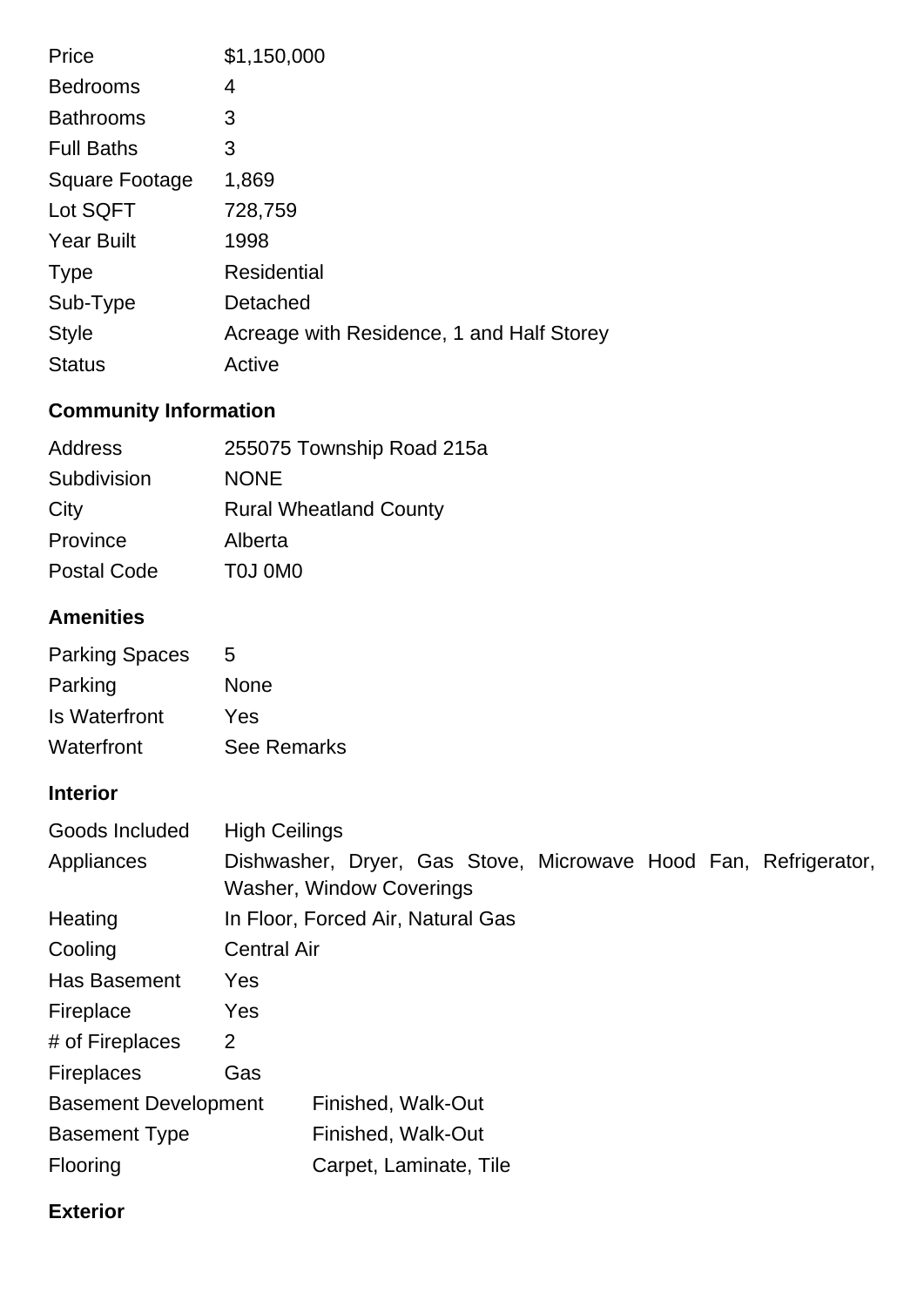| | |
|---|---|
| Price | $1,150,000 |
| Bedrooms | 4 |
| Bathrooms | 3 |
| Full Baths | 3 |
| Square Footage | 1,869 |
| Lot SQFT | 728,759 |
| Year Built | 1998 |
| Type | Residential |
| Sub-Type | Detached |
| Style | Acreage with Residence, 1 and Half Storey |
| Status | Active |

## Community Information

| | |
|---|---|
| Address | 255075 Township Road 215a |
| Subdivision | NONE |
| City | Rural Wheatland County |
| Province | Alberta |
| Postal Code | T0J 0M0 |

## Amenities

| | |
|---|---|
| Parking Spaces | 5 |
| Parking | None |
| Is Waterfront | Yes |
| Waterfront | See Remarks |

## Interior

| | |
|---|---|
| Goods Included | High Ceilings |
| Appliances | Dishwasher, Dryer, Gas Stove, Microwave Hood Fan, Refrigerator, Washer, Window Coverings |
| Heating | In Floor, Forced Air, Natural Gas |
| Cooling | Central Air |
| Has Basement | Yes |
| Fireplace | Yes |
| # of Fireplaces | 2 |
| Fireplaces | Gas |
| Basement Development | Finished, Walk-Out |
| Basement Type | Finished, Walk-Out |
| Flooring | Carpet, Laminate, Tile |

## Exterior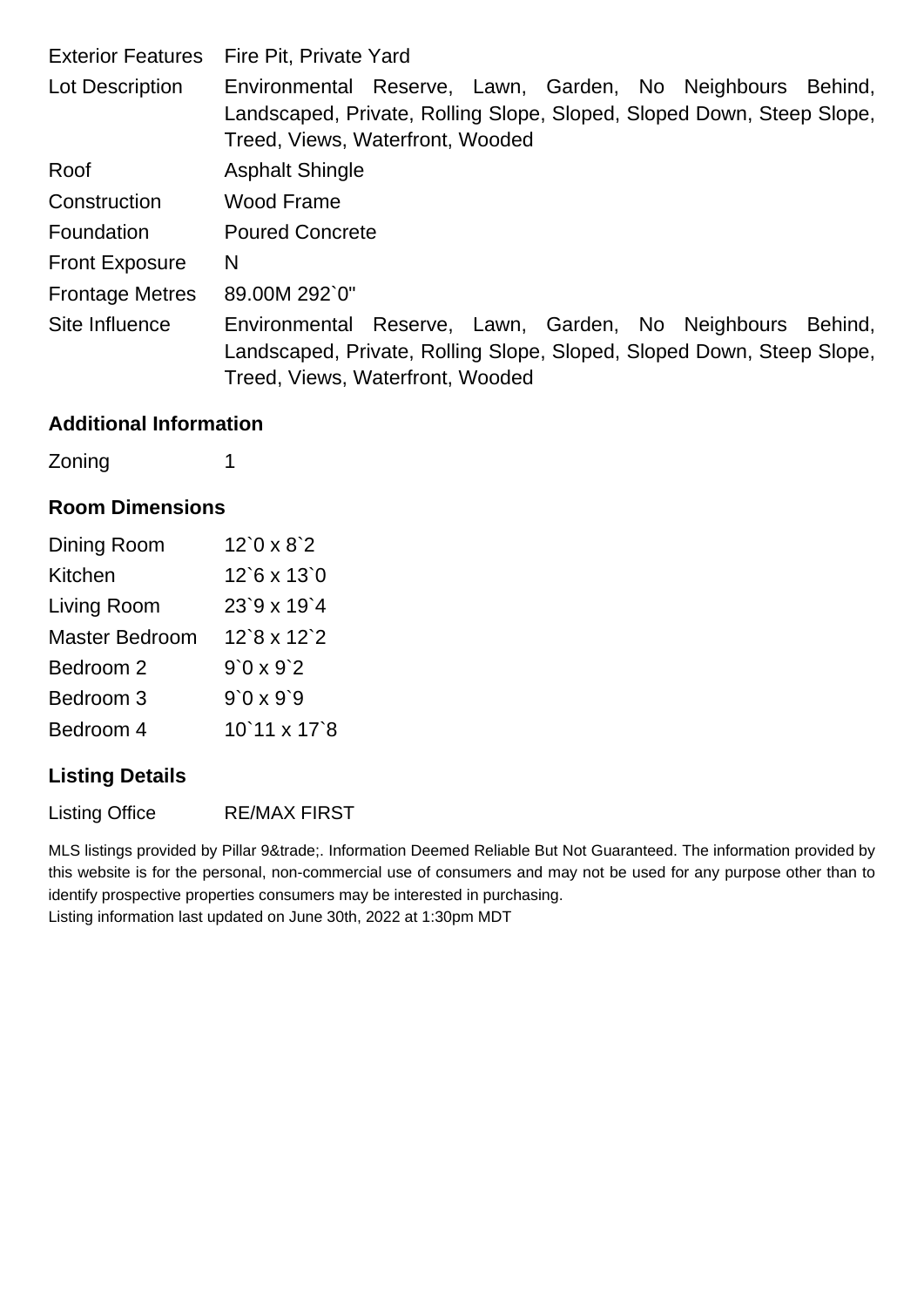| | |
|---|---|
| Exterior Features | Fire Pit, Private Yard |
| Lot Description | Environmental Reserve, Lawn, Garden, No Neighbours Behind, Landscaped, Private, Rolling Slope, Sloped, Sloped Down, Steep Slope, Treed, Views, Waterfront, Wooded |
| Roof | Asphalt Shingle |
| Construction | Wood Frame |
| Foundation | Poured Concrete |
| Front Exposure | N |
| Frontage Metres | 89.00M 292`0" |
| Site Influence | Environmental Reserve, Lawn, Garden, No Neighbours Behind, Landscaped, Private, Rolling Slope, Sloped, Sloped Down, Steep Slope, Treed, Views, Waterfront, Wooded |

## Additional Information

| | |
|---|---|
| Zoning | 1 |

## Room Dimensions

| | |
|---|---|
| Dining Room | 12`0 x 8`2 |
| Kitchen | 12`6 x 13`0 |
| Living Room | 23`9 x 19`4 |
| Master Bedroom | 12`8 x 12`2 |
| Bedroom 2 | 9`0 x 9`2 |
| Bedroom 3 | 9`0 x 9`9 |
| Bedroom 4 | 10`11 x 17`8 |

## Listing Details

| | |
|---|---|
| Listing Office | RE/MAX FIRST |

MLS listings provided by Pillar 9&trade;. Information Deemed Reliable But Not Guaranteed. The information provided by this website is for the personal, non-commercial use of consumers and may not be used for any purpose other than to identify prospective properties consumers may be interested in purchasing.
Listing information last updated on June 30th, 2022 at 1:30pm MDT